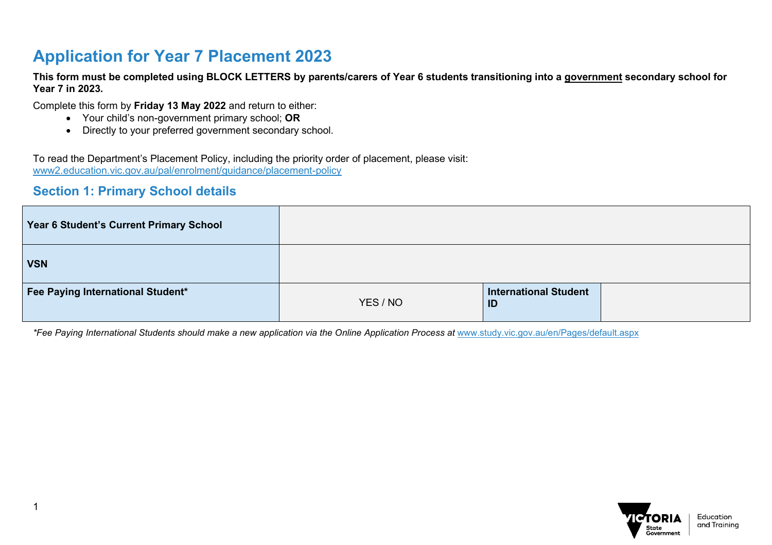# Application for Year 7 Placement 2023

**This form must be completed using BLOCK LETTERS by parents/carers of Year 6 students transitioning into a <u>government</u> secondary school for Year 7 in 2023.**

Complete this form by **Friday 13 May 2022** and return to either:

- Your child's non-government primary school; **OR**
- Directly to your preferred government secondary school.

To read the Department's Placement Policy, including the priority order of placement, please visit: www2.education.vic.gov.au/pal/enrolment/guidance/placement-policy

## Section 1: Primary School details

| | | | |
|---|---|---|---|
| **Year 6 Student's Current Primary School** | | | |
| **VSN** | | | |
| **Fee Paying International Student*** | YES / NO | **International Student ID** | |

*\*Fee Paying International Students should make a new application via the Online Application Process at www.study.vic.gov.au/en/Pages/default.aspx*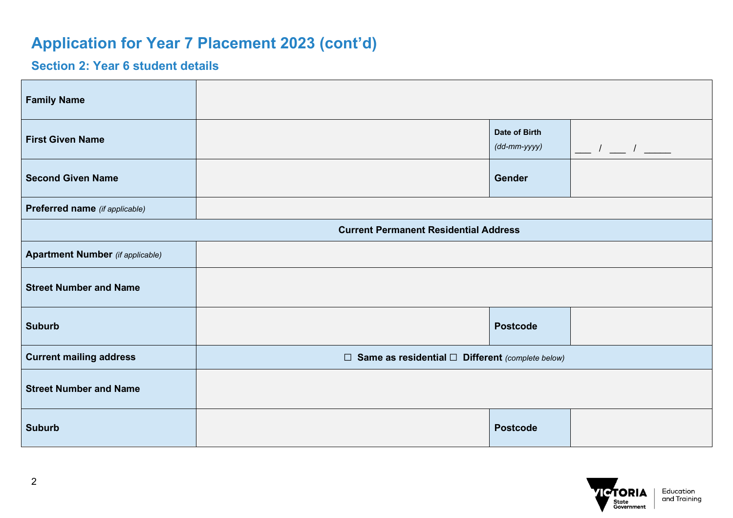# Application for Year 7 Placement 2023 (cont'd)

## Section 2: Year 6 student details

| | | | |
|---|---|---|---|
| **Family Name** | | | |
| **First Given Name** | | **Date of Birth** *(dd-mm-yyyy)* | \_\_\_ / \_\_\_ / \_\_\_\_\_ |
| **Second Given Name** | | **Gender** | |
| **Preferred name** *(if applicable)* | | | |
| **Current Permanent Residential Address** | | | |
| **Apartment Number** *(if applicable)* | | | |
| **Street Number and Name** | | | |
| **Suburb** | | **Postcode** | |
| **Current mailing address** | ☐ **Same as residential** ☐ **Different** *(complete below)* | | |
| **Street Number and Name** | | | |
| **Suburb** | | **Postcode** | |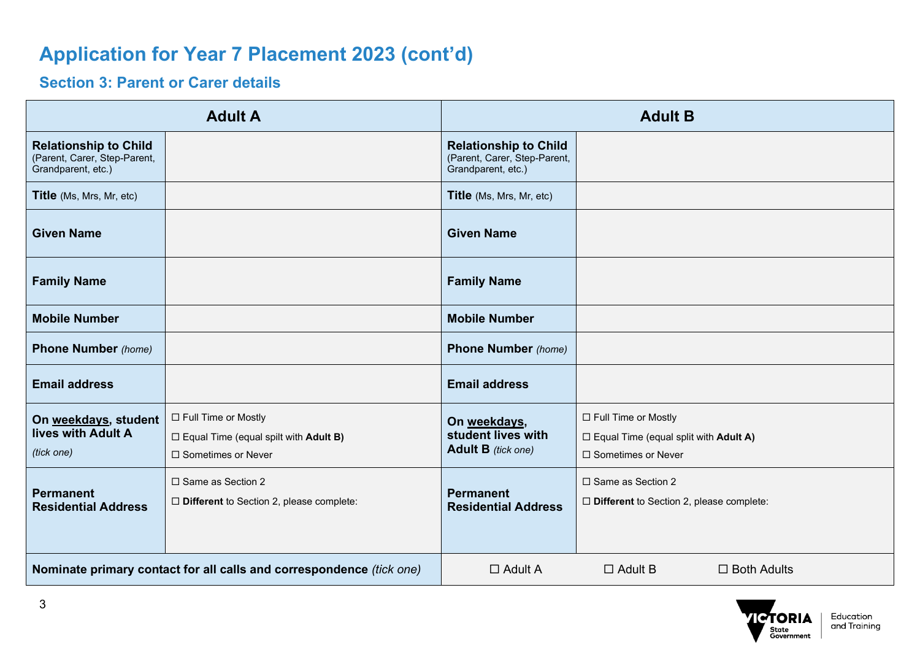# Application for Year 7 Placement 2023 (cont'd)

## Section 3: Parent or Carer details

| Adult A | | Adult B | |
|---|---|---|---|
| **Relationship to Child** (Parent, Carer, Step-Parent, Grandparent, etc.) | | **Relationship to Child** (Parent, Carer, Step-Parent, Grandparent, etc.) | |
| **Title** (Ms, Mrs, Mr, etc) | | **Title** (Ms, Mrs, Mr, etc) | |
| **Given Name** | | **Given Name** | |
| **Family Name** | | **Family Name** | |
| **Mobile Number** | | **Mobile Number** | |
| **Phone Number** *(home)* | | **Phone Number** *(home)* | |
| **Email address** | | **Email address** | |
| **On weekdays, student lives with Adult A** *(tick one)* | ☐ Full Time or Mostly<br>☐ Equal Time (equal spilt with **Adult B)**<br>☐ Sometimes or Never | **On weekdays, student lives with Adult B** *(tick one)* | ☐ Full Time or Mostly<br>☐ Equal Time (equal spilt with **Adult A)**<br>☐ Sometimes or Never |
| **Permanent Residential Address** | ☐ Same as Section 2<br>☐ **Different** to Section 2, please complete: | **Permanent Residential Address** | ☐ Same as Section 2<br>☐ **Different** to Section 2, please complete: |
| **Nominate primary contact for all calls and correspondence** *(tick one)* | | ☐ Adult A ☐ Adult B ☐ Both Adults | |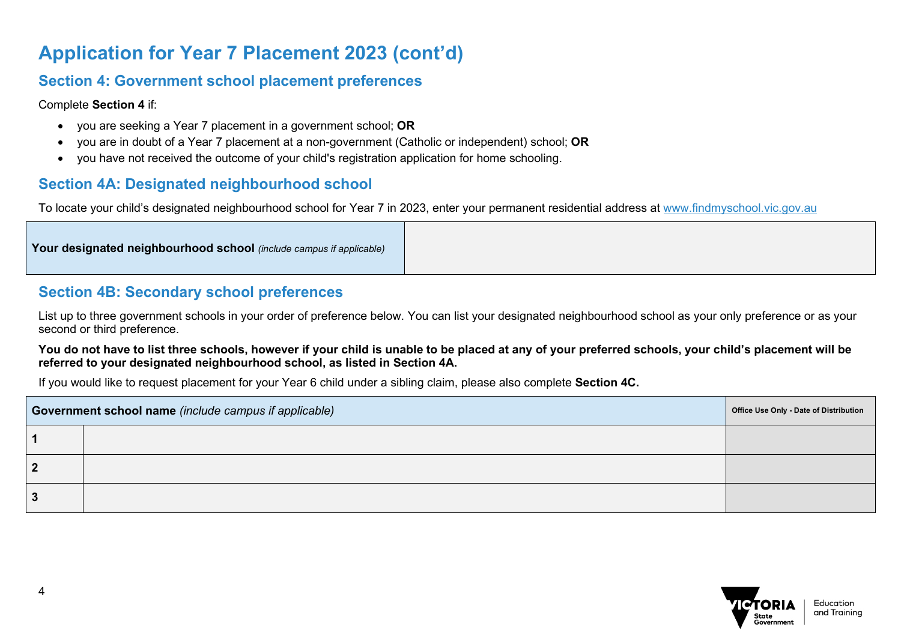# Application for Year 7 Placement 2023 (cont'd)

## Section 4: Government school placement preferences

Complete **Section 4** if:

- you are seeking a Year 7 placement in a government school; **OR**
- you are in doubt of a Year 7 placement at a non-government (Catholic or independent) school; **OR**
- you have not received the outcome of your child's registration application for home schooling.

## Section 4A: Designated neighbourhood school

To locate your child's designated neighbourhood school for Year 7 in 2023, enter your permanent residential address at www.findmyschool.vic.gov.au

| **Your designated neighbourhood school** *(include campus if applicable)* | |
|---|---|

## Section 4B: Secondary school preferences

List up to three government schools in your order of preference below. You can list your designated neighbourhood school as your only preference or as your second or third preference.

**You do not have to list three schools, however if your child is unable to be placed at any of your preferred schools, your child's placement will be referred to your designated neighbourhood school, as listed in Section 4A.**

If you would like to request placement for your Year 6 child under a sibling claim, please also complete **Section 4C.**

| **Government school name** *(include campus if applicable)* | | **Office Use Only - Date of Distribution** |
|---|---|---|
| **1** | | |
| **2** | | |
| **3** | | |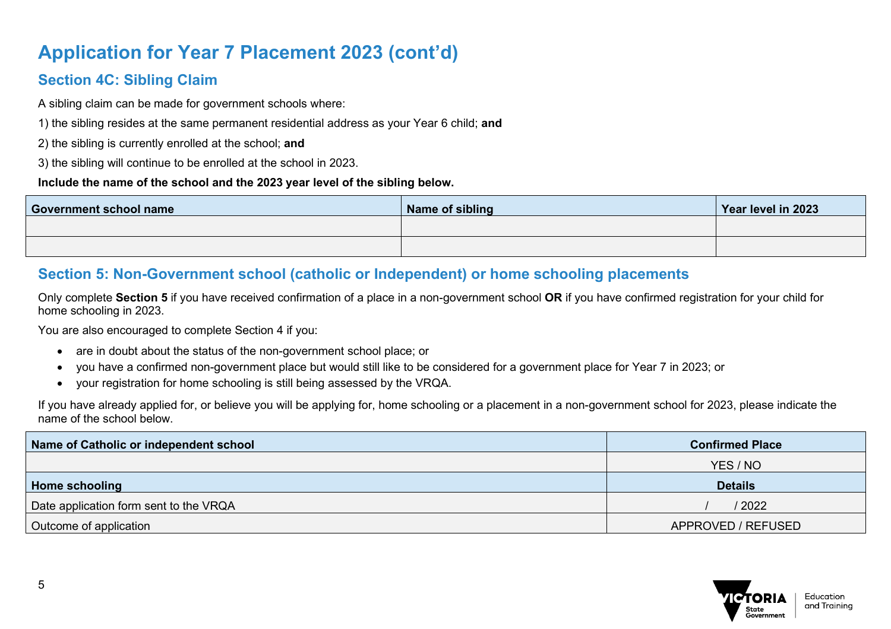# Application for Year 7 Placement 2023 (cont'd)

## Section 4C: Sibling Claim

A sibling claim can be made for government schools where:

1) the sibling resides at the same permanent residential address as your Year 6 child; **and**

2) the sibling is currently enrolled at the school; **and**

3) the sibling will continue to be enrolled at the school in 2023.

**Include the name of the school and the 2023 year level of the sibling below.**

| Government school name | Name of sibling | Year level in 2023 |
|---|---|---|
| | | |
| | | |

## Section 5: Non-Government school (catholic or Independent) or home schooling placements

Only complete **Section 5** if you have received confirmation of a place in a non-government school **OR** if you have confirmed registration for your child for home schooling in 2023.

You are also encouraged to complete Section 4 if you:

- are in doubt about the status of the non-government school place; or
- you have a confirmed non-government place but would still like to be considered for a government place for Year 7 in 2023; or
- your registration for home schooling is still being assessed by the VRQA.

If you have already applied for, or believe you will be applying for, home schooling or a placement in a non-government school for 2023, please indicate the name of the school below.

| Name of Catholic or independent school | Confirmed Place |
|---|---|
| | YES / NO |
| **Home schooling** | **Details** |
| Date application form sent to the VRQA | / / 2022 |
| Outcome of application | APPROVED / REFUSED |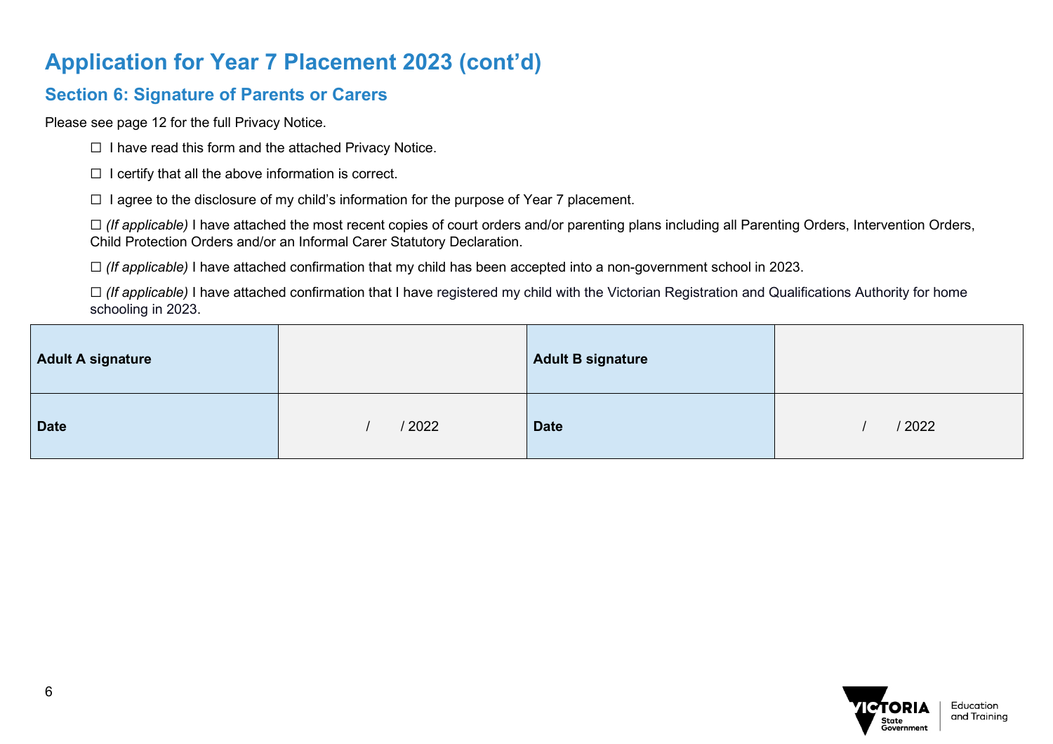# Application for Year 7 Placement 2023 (cont'd)

## Section 6: Signature of Parents or Carers

Please see page 12 for the full Privacy Notice.

☐ I have read this form and the attached Privacy Notice.

☐ I certify that all the above information is correct.

☐ I agree to the disclosure of my child's information for the purpose of Year 7 placement.

☐ *(If applicable)* I have attached the most recent copies of court orders and/or parenting plans including all Parenting Orders, Intervention Orders, Child Protection Orders and/or an Informal Carer Statutory Declaration.

☐ *(If applicable)* I have attached confirmation that my child has been accepted into a non-government school in 2023.

☐ *(If applicable)* I have attached confirmation that I have registered my child with the Victorian Registration and Qualifications Authority for home schooling in 2023.

| | | | |
|---|---|---|---|
| **Adult A signature** | | **Adult B signature** | |
| **Date** | / / 2022 | **Date** | / / 2022 |